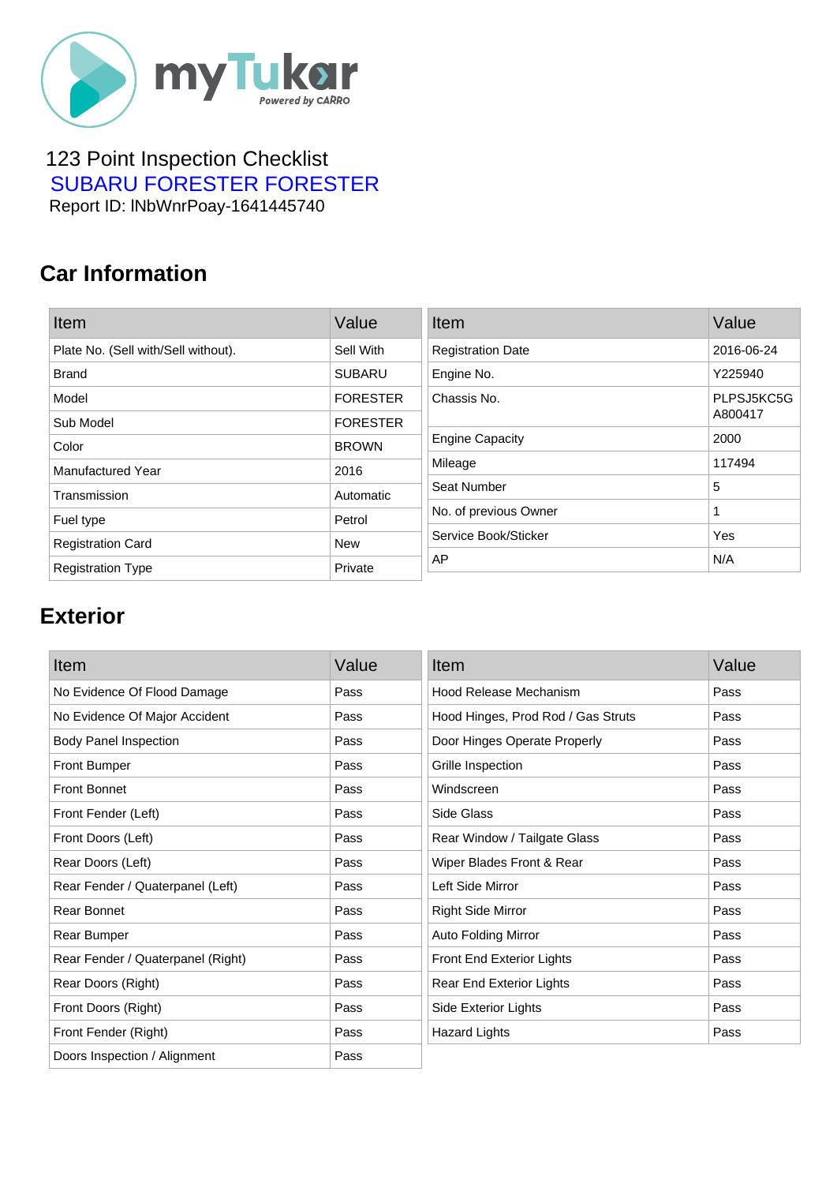myTukar
Powered by CARRO

123 Point Inspection Checklist

SUBARU FORESTER FORESTER

Report ID: lNbWnrPoay-1641445740

## Car Information

| Item | Value |
|---|---|
| Plate No. (Sell with/Sell without). | Sell With |
| Brand | SUBARU |
| Model | FORESTER |
| Sub Model | FORESTER |
| Color | BROWN |
| Manufactured Year | 2016 |
| Transmission | Automatic |
| Fuel type | Petrol |
| Registration Card | New |
| Registration Type | Private |

| Item | Value |
|---|---|
| Registration Date | 2016-06-24 |
| Engine No. | Y225940 |
| Chassis No. | PLPSJ5KC5G A800417 |
| Engine Capacity | 2000 |
| Mileage | 117494 |
| Seat Number | 5 |
| No. of previous Owner | 1 |
| Service Book/Sticker | Yes |
| AP | N/A |

## Exterior

| Item | Value |
|---|---|
| No Evidence Of Flood Damage | Pass |
| No Evidence Of Major Accident | Pass |
| Body Panel Inspection | Pass |
| Front Bumper | Pass |
| Front Bonnet | Pass |
| Front Fender (Left) | Pass |
| Front Doors (Left) | Pass |
| Rear Doors (Left) | Pass |
| Rear Fender / Quaterpanel (Left) | Pass |
| Rear Bonnet | Pass |
| Rear Bumper | Pass |
| Rear Fender / Quaterpanel (Right) | Pass |
| Rear Doors (Right) | Pass |
| Front Doors (Right) | Pass |
| Front Fender (Right) | Pass |
| Doors Inspection / Alignment | Pass |

| Item | Value |
|---|---|
| Hood Release Mechanism | Pass |
| Hood Hinges, Prod Rod / Gas Struts | Pass |
| Door Hinges Operate Properly | Pass |
| Grille Inspection | Pass |
| Windscreen | Pass |
| Side Glass | Pass |
| Rear Window / Tailgate Glass | Pass |
| Wiper Blades Front & Rear | Pass |
| Left Side Mirror | Pass |
| Right Side Mirror | Pass |
| Auto Folding Mirror | Pass |
| Front End Exterior Lights | Pass |
| Rear End Exterior Lights | Pass |
| Side Exterior Lights | Pass |
| Hazard Lights | Pass |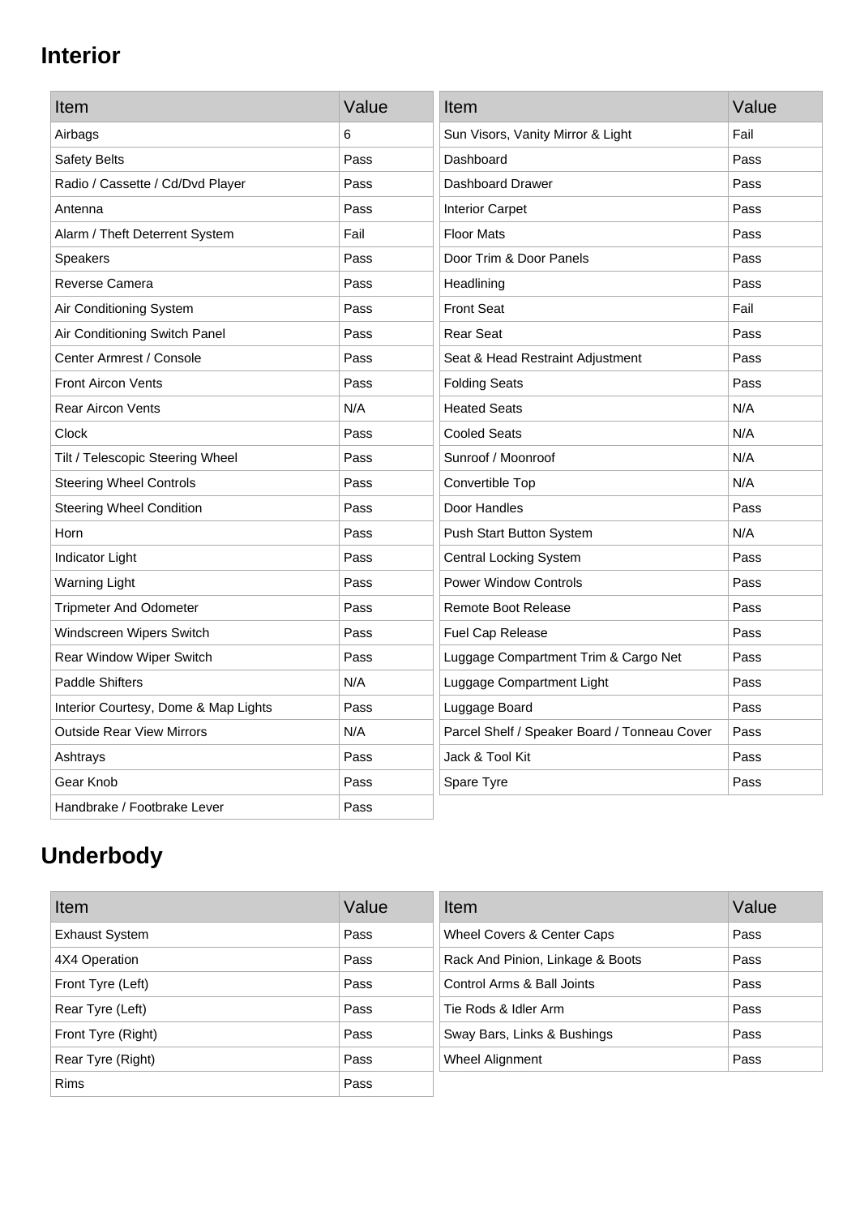## Interior

| Item | Value |
| --- | --- |
| Airbags | 6 |
| Safety Belts | Pass |
| Radio / Cassette / Cd/Dvd Player | Pass |
| Antenna | Pass |
| Alarm / Theft Deterrent System | Fail |
| Speakers | Pass |
| Reverse Camera | Pass |
| Air Conditioning System | Pass |
| Air Conditioning Switch Panel | Pass |
| Center Armrest / Console | Pass |
| Front Aircon Vents | Pass |
| Rear Aircon Vents | N/A |
| Clock | Pass |
| Tilt / Telescopic Steering Wheel | Pass |
| Steering Wheel Controls | Pass |
| Steering Wheel Condition | Pass |
| Horn | Pass |
| Indicator Light | Pass |
| Warning Light | Pass |
| Tripmeter And Odometer | Pass |
| Windscreen Wipers Switch | Pass |
| Rear Window Wiper Switch | Pass |
| Paddle Shifters | N/A |
| Interior Courtesy, Dome & Map Lights | Pass |
| Outside Rear View Mirrors | N/A |
| Ashtrays | Pass |
| Gear Knob | Pass |
| Handbrake / Footbrake Lever | Pass |

| Item | Value |
| --- | --- |
| Sun Visors, Vanity Mirror & Light | Fail |
| Dashboard | Pass |
| Dashboard Drawer | Pass |
| Interior Carpet | Pass |
| Floor Mats | Pass |
| Door Trim & Door Panels | Pass |
| Headlining | Pass |
| Front Seat | Fail |
| Rear Seat | Pass |
| Seat & Head Restraint Adjustment | Pass |
| Folding Seats | Pass |
| Heated Seats | N/A |
| Cooled Seats | N/A |
| Sunroof / Moonroof | N/A |
| Convertible Top | N/A |
| Door Handles | Pass |
| Push Start Button System | N/A |
| Central Locking System | Pass |
| Power Window Controls | Pass |
| Remote Boot Release | Pass |
| Fuel Cap Release | Pass |
| Luggage Compartment Trim & Cargo Net | Pass |
| Luggage Compartment Light | Pass |
| Luggage Board | Pass |
| Parcel Shelf / Speaker Board / Tonneau Cover | Pass |
| Jack & Tool Kit | Pass |
| Spare Tyre | Pass |

## Underbody

| Item | Value |
| --- | --- |
| Exhaust System | Pass |
| 4X4 Operation | Pass |
| Front Tyre (Left) | Pass |
| Rear Tyre (Left) | Pass |
| Front Tyre (Right) | Pass |
| Rear Tyre (Right) | Pass |
| Rims | Pass |

| Item | Value |
| --- | --- |
| Wheel Covers & Center Caps | Pass |
| Rack And Pinion, Linkage & Boots | Pass |
| Control Arms & Ball Joints | Pass |
| Tie Rods & Idler Arm | Pass |
| Sway Bars, Links & Bushings | Pass |
| Wheel Alignment | Pass |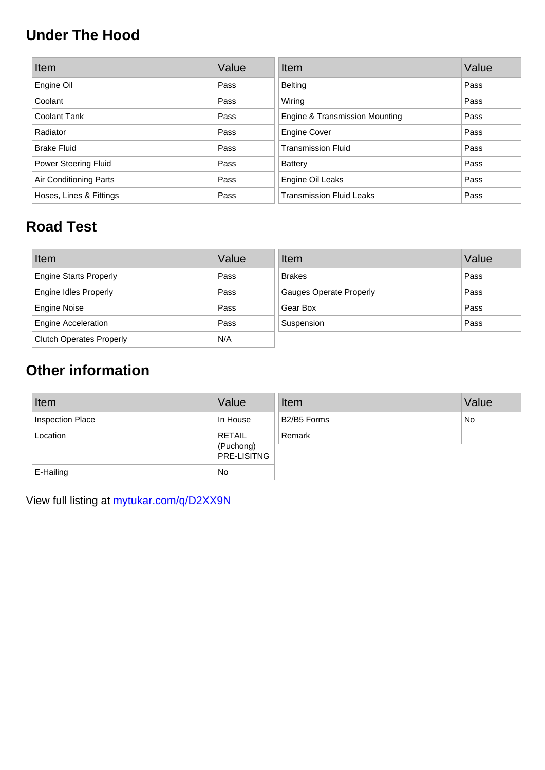## Under The Hood

| Item | Value |
| --- | --- |
| Engine Oil | Pass |
| Coolant | Pass |
| Coolant Tank | Pass |
| Radiator | Pass |
| Brake Fluid | Pass |
| Power Steering Fluid | Pass |
| Air Conditioning Parts | Pass |
| Hoses, Lines & Fittings | Pass |

| Item | Value |
| --- | --- |
| Belting | Pass |
| Wiring | Pass |
| Engine & Transmission Mounting | Pass |
| Engine Cover | Pass |
| Transmission Fluid | Pass |
| Battery | Pass |
| Engine Oil Leaks | Pass |
| Transmission Fluid Leaks | Pass |

## Road Test

| Item | Value |
| --- | --- |
| Engine Starts Properly | Pass |
| Engine Idles Properly | Pass |
| Engine Noise | Pass |
| Engine Acceleration | Pass |
| Clutch Operates Properly | N/A |

| Item | Value |
| --- | --- |
| Brakes | Pass |
| Gauges Operate Properly | Pass |
| Gear Box | Pass |
| Suspension | Pass |

## Other information

| Item | Value |
| --- | --- |
| Inspection Place | In House |
| Location | RETAIL (Puchong) PRE-LISITNG |
| E-Hailing | No |

| Item | Value |
| --- | --- |
| B2/B5 Forms | No |
| Remark | |

View full listing at mytukar.com/q/D2XX9N